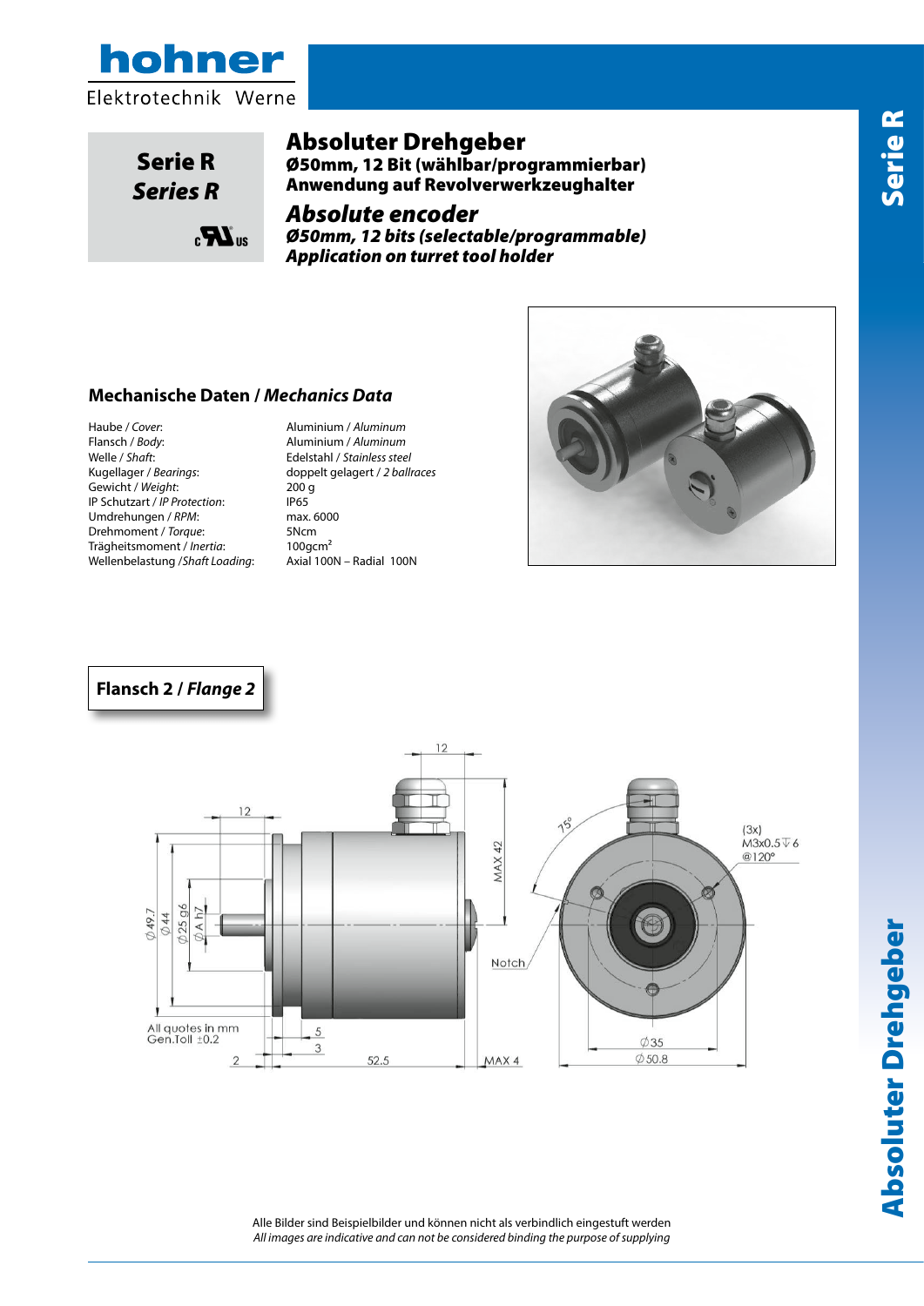hohner

Elektrotechnik Werne

**Serie R**
***Series R***

# Absoluter Drehgeber

**Ø50mm, 12 Bit (wählbar/programmierbar)**
**Anwendung auf Revolverwerkzeughalter**

# *Absolute encoder*

***Ø50mm, 12 bits (selectable/programmable)***
***Application on turret tool holder***

## Mechanische Daten / *Mechanics Data*

| | |
|---|---|
| Haube / *Cover*: | Aluminium / *Aluminum* |
| Flansch / *Body*: | Aluminium / *Aluminum* |
| Welle / *Shaft*: | Edelstahl / *Stainless steel* |
| Kugellager / *Bearings*: | doppelt gelagert / *2 ballraces* |
| Gewicht / *Weight*: | 200 g |
| IP Schutzart / *IP Protection*: | IP65 |
| Umdrehungen / *RPM*: | max. 6000 |
| Drehmoment / *Torque*: | 5Ncm |
| Trägheitsmoment / *Inertia*: | 100gcm² |
| Wellenbelastung /*Shaft Loading*: | Axial 100N – Radial 100N |

## Flansch 2 / *Flange 2*

12, 12, MAX 42, 75°, (3x) M3x0.5 ↧ 6 @120°, Ø49.7, Ø44, Ø25 g6, ØA h7, Notch, All quotes in mm, Gen.Toll ±0.2, 5, 3, 2, 52.5, MAX 4, Ø35, Ø50.8

Alle Bilder sind Beispielbilder und können nicht als verbindlich eingestuft werden
*All images are indicative and can not be considered binding the purpose of supplying*

**Serie R**

**Absoluter Drehgeber**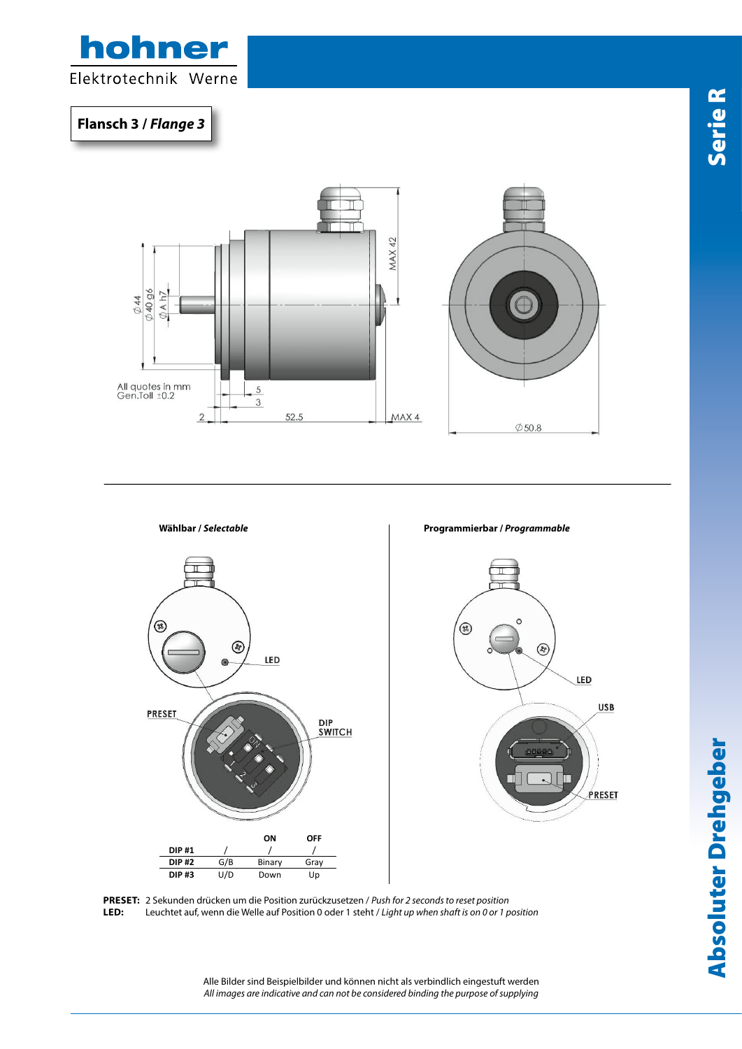## Flansch 3 / *Flange 3*

All quotes in mm
Gen.Toll ±0.2

### Wählbar / *Selectable*

|  |  | ON | OFF |
|---|---|---|---|
| **DIP #1** | / | / | / |
| **DIP #2** | G/B | Binary | Gray |
| **DIP #3** | U/D | Down | Up |

### Programmierbar / *Programmable*

**PRESET:** 2 Sekunden drücken um die Position zurückzusetzen / *Push for 2 seconds to reset position*
**LED:** Leuchtet auf, wenn die Welle auf Position 0 oder 1 steht / *Light up when shaft is on 0 or 1 position*

Alle Bilder sind Beispielbilder und können nicht als verbindlich eingestuft werden
*All images are indicative and can not be considered binding the purpose of supplying*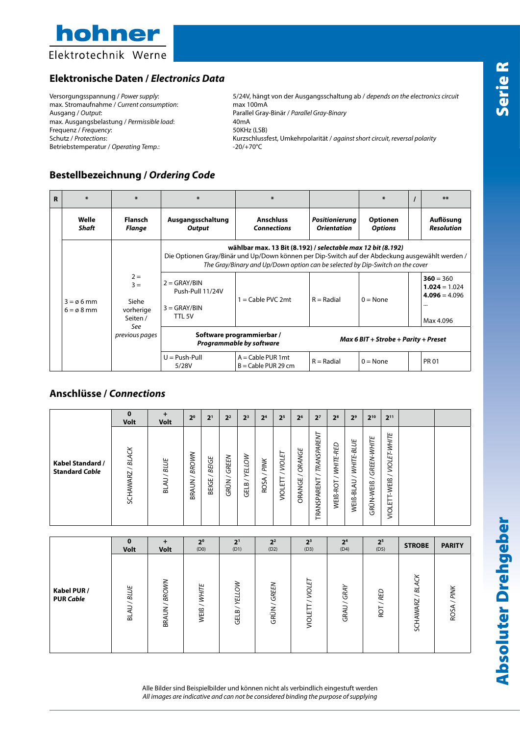## Elektronische Daten / *Electronics Data*

| | |
|---|---|
| Versorgungsspannung / *Power supply*: | 5/24V, hängt von der Ausgangsschaltung ab / *depends on the electronics circuit* |
| max. Stromaufnahme / *Current consumption*: | max 100mA |
| Ausgang / *Output*: | Parallel Gray-Binär / *Parallel Gray-Binary* |
| max. Ausgangsbelastung / *Permissible load*: | 40mA |
| Frequenz / *Frequency*: | 50KHz (LSB) |
| Schutz / *Protections*: | Kurzschlussfest, Umkehrpolarität / *against short circuit, reversal polarity* |
| Betriebstemperatur / *Operating Temp.*: | -20/+70°C |

## Bestellbezeichnung / *Ordering Code*

| R | * | * | * | * | | * | / | ** |
|---|---|---|---|---|---|---|---|---|
| | **Welle** *Shaft* | **Flansch** *Flange* | **Ausgangsschaltung** *Output* | **Anschluss** *Connections* | ***Positionierung*** *Orientation* | **Optionen** *Options* | | **Auflösung** *Resolution* |
| | 3 = ø 6 mm<br>6 = ø 8 mm | 2 =<br>3 =<br><br>Siehe vorherige Seiten / *See previous pages* | **wählbar max. 13 Bit (8.192) / *selectable max 12 bit (8.192)***<br>Die Optionen Gray/Binär und Up/Down können per Dip-Switch auf der Abdeckung ausgewählt werden / *The Gray/Binary and Up/Down option can be selected by Dip-Switch on the cover* | | | | | |
| | | | 2 = GRAY/BIN Push-Pull 11/24V<br><br>3 = GRAY/BIN TTL 5V | 1 = Cable PVC 2mt | R = Radial | 0 = None | | **360** = 360<br>**1.024** = 1.024<br>**4.096** = 4.096<br>...<br>Max 4.096 |
| | | | **Software programmierbar / *Programmable by software*** | | ***Max 6 BIT + Strobe + Parity + Preset*** | | | |
| | | | U = Push-Pull 5/28V | A = Cable PUR 1mt<br>B = Cable PUR 29 cm | R = Radial | 0 = None | | PR 01 |

## Anschlüsse / *Connections*

| | **0 Volt** | **+ Volt** | $2^0$ | $2^1$ | $2^2$ | $2^3$ | $2^4$ | $2^5$ | $2^6$ | $2^7$ | $2^8$ | $2^9$ | $2^{10}$ | $2^{11}$ | | |
|---|---|---|---|---|---|---|---|---|---|---|---|---|---|---|---|---|
| **Kabel Standard / Standard *Cable*** | SCHAWARZ / *BLACK* | BLAU / *BLUE* | BRAUN / *BROWN* | BEIGE / *BEIGE* | GRÜN / *GREEN* | GELB / *YELLOW* | ROSA / *PINK* | VIOLETT / *VIOLET* | ORANGE / *ORANGE* | TRANSPARENT / *TRANSPARENT* | WEIß-ROT / *WHITE-RED* | WEIß-BLAU / *WHITE-BLUE* | GRÜN-WEIß / *GREEN-WHITE* | VIOLETT-WEIß / *VIOLET-WHITE* | | |

| | **0 Volt** | **+ Volt** | $2^0$ (D0) | $2^1$ (D1) | $2^2$ (D2) | $2^3$ (D3) | $2^4$ (D4) | $2^5$ (D5) | **STROBE** | **PARITY** |
|---|---|---|---|---|---|---|---|---|---|---|
| **Kabel PUR / PUR *Cable*** | BLAU / *BLUE* | BRAUN / *BROWN* | WEIß / *WHITE* | GELB / *YELLOW* | GRÜN / *GREEN* | VIOLETT / *VIOLET* | GRAU / *GRAY* | ROT / *RED* | SCHAWARZ / *BLACK* | ROSA / *PINK* |

Alle Bilder sind Beispielbilder und können nicht als verbindlich eingestuft werden
*All images are indicative and can not be considered binding the purpose of supplying*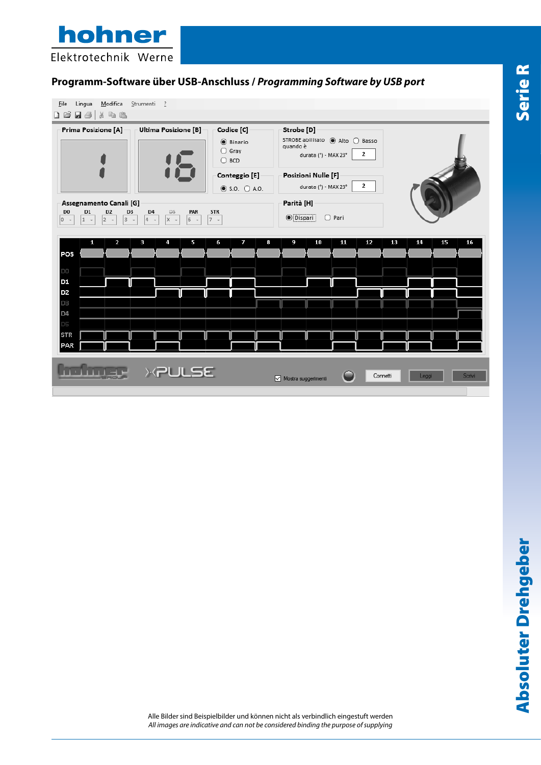## Programm-Software über USB-Anschluss / *Programming Software by USB port*

File Lingua Modifica Strumenti ?

Prima Posizione [A]

1

Ultima Posizione [B]

16

Codice [C]

Binario

Gray

BCD

Strobe [D]

STROBE abilitato quando è

Alto

Basso

durata (°) - MAX 23° 2

Conteggio [E]

S.O.

A.O.

Posizioni Nulle [F]

durata (°) - MAX 23° 2

Assegnamento Canali [G]

D0 D1 D2 D3 D4 D5 PAR STR

0 1 2 3 4 X 6 7

Parità [H]

Dispari

Pari

1 2 3 4 5 6 7 8 9 10 11 12 13 14 15 16

POS

D0

D1

D2

D3

D4

D5

STR

PAR

XPULSE

Mostra suggerimenti

Connetti Leggi Scrivi

Alle Bilder sind Beispielbilder und können nicht als verbindlich eingestuft werden
*All images are indicative and can not be considered binding the purpose of supplying*